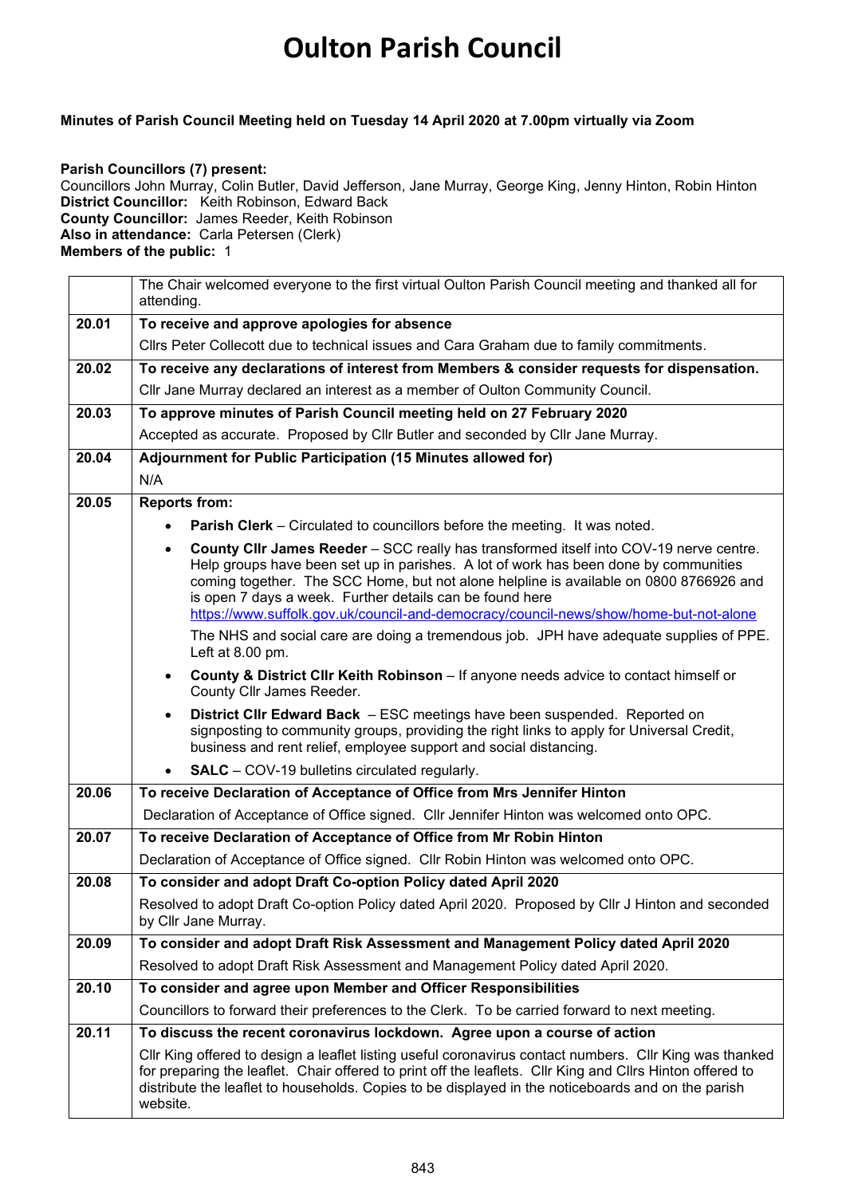# Oulton Parish Council

**Minutes of Parish Council Meeting held on Tuesday 14 April 2020 at 7.00pm virtually via Zoom**

**Parish Councillors (7) present:**
Councillors John Murray, Colin Butler, David Jefferson, Jane Murray, George King, Jenny Hinton, Robin Hinton
**District Councillor:** Keith Robinson, Edward Back
**County Councillor:** James Reeder, Keith Robinson
**Also in attendance:** Carla Petersen (Clerk)
**Members of the public:** 1

| | |
|---|---|
| | The Chair welcomed everyone to the first virtual Oulton Parish Council meeting and thanked all for attending. |
| **20.01** | **To receive and approve apologies for absence** |
| | Cllrs Peter Collecott due to technical issues and Cara Graham due to family commitments. |
| **20.02** | **To receive any declarations of interest from Members & consider requests for dispensation.** |
| | Cllr Jane Murray declared an interest as a member of Oulton Community Council. |
| **20.03** | **To approve minutes of Parish Council meeting held on 27 February 2020** |
| | Accepted as accurate. Proposed by Cllr Butler and seconded by Cllr Jane Murray. |
| **20.04** | **Adjournment for Public Participation (15 Minutes allowed for)** |
| | N/A |
| **20.05** | **Reports from:** |
| | • **Parish Clerk** – Circulated to councillors before the meeting. It was noted.<br>• **County Cllr James Reeder** – SCC really has transformed itself into COV-19 nerve centre. Help groups have been set up in parishes. A lot of work has been done by communities coming together. The SCC Home, but not alone helpline is available on 0800 8766926 and is open 7 days a week. Further details can be found here https://www.suffolk.gov.uk/council-and-democracy/council-news/show/home-but-not-alone<br>The NHS and social care are doing a tremendous job. JPH have adequate supplies of PPE. Left at 8.00 pm.<br>• **County & District Cllr Keith Robinson** – If anyone needs advice to contact himself or County Cllr James Reeder.<br>• **District Cllr Edward Back** – ESC meetings have been suspended. Reported on signposting to community groups, providing the right links to apply for Universal Credit, business and rent relief, employee support and social distancing.<br>• **SALC** – COV-19 bulletins circulated regularly. |
| **20.06** | **To receive Declaration of Acceptance of Office from Mrs Jennifer Hinton** |
| | Declaration of Acceptance of Office signed. Cllr Jennifer Hinton was welcomed onto OPC. |
| **20.07** | **To receive Declaration of Acceptance of Office from Mr Robin Hinton** |
| | Declaration of Acceptance of Office signed. Cllr Robin Hinton was welcomed onto OPC. |
| **20.08** | **To consider and adopt Draft Co-option Policy dated April 2020** |
| | Resolved to adopt Draft Co-option Policy dated April 2020. Proposed by Cllr J Hinton and seconded by Cllr Jane Murray. |
| **20.09** | **To consider and adopt Draft Risk Assessment and Management Policy dated April 2020** |
| | Resolved to adopt Draft Risk Assessment and Management Policy dated April 2020. |
| **20.10** | **To consider and agree upon Member and Officer Responsibilities** |
| | Councillors to forward their preferences to the Clerk. To be carried forward to next meeting. |
| **20.11** | **To discuss the recent coronavirus lockdown. Agree upon a course of action** |
| | Cllr King offered to design a leaflet listing useful coronavirus contact numbers. Cllr King was thanked for preparing the leaflet. Chair offered to print off the leaflets. Cllr King and Cllrs Hinton offered to distribute the leaflet to households. Copies to be displayed in the noticeboards and on the parish website. |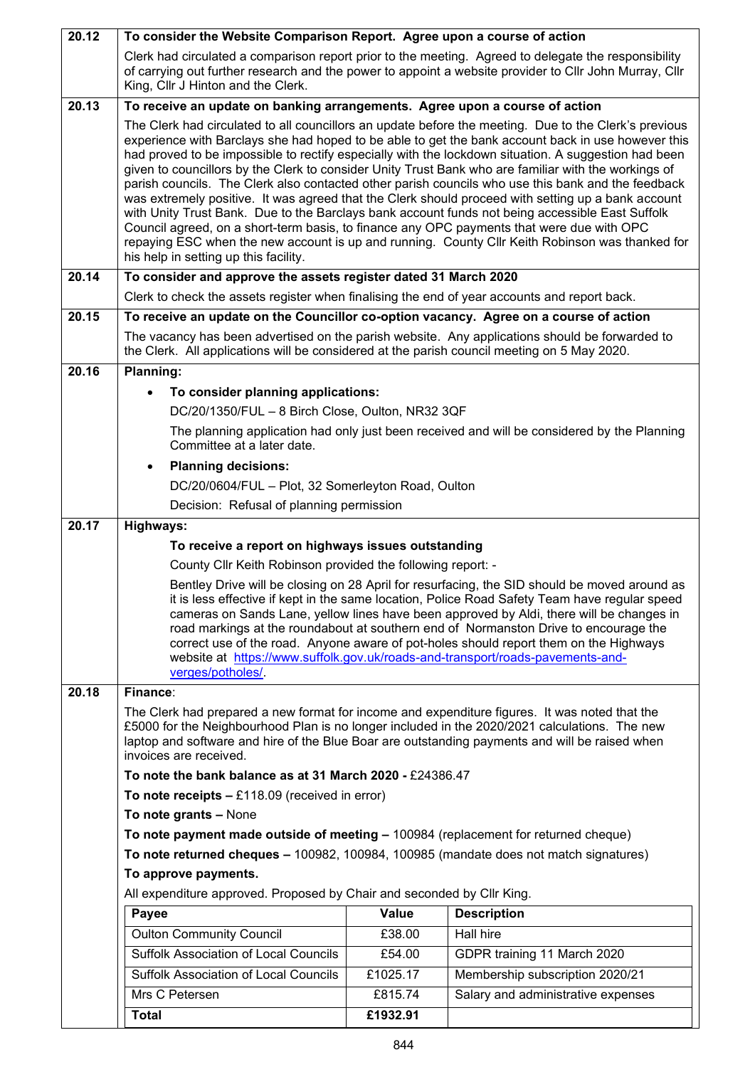**20.12 To consider the Website Comparison Report. Agree upon a course of action**

Clerk had circulated a comparison report prior to the meeting. Agreed to delegate the responsibility of carrying out further research and the power to appoint a website provider to Cllr John Murray, Cllr King, Cllr J Hinton and the Clerk.

**20.13 To receive an update on banking arrangements. Agree upon a course of action**

The Clerk had circulated to all councillors an update before the meeting. Due to the Clerk's previous experience with Barclays she had hoped to be able to get the bank account back in use however this had proved to be impossible to rectify especially with the lockdown situation. A suggestion had been given to councillors by the Clerk to consider Unity Trust Bank who are familiar with the workings of parish councils. The Clerk also contacted other parish councils who use this bank and the feedback was extremely positive. It was agreed that the Clerk should proceed with setting up a bank account with Unity Trust Bank. Due to the Barclays bank account funds not being accessible East Suffolk Council agreed, on a short-term basis, to finance any OPC payments that were due with OPC repaying ESC when the new account is up and running. County Cllr Keith Robinson was thanked for his help in setting up this facility.

**20.14 To consider and approve the assets register dated 31 March 2020**

Clerk to check the assets register when finalising the end of year accounts and report back.

**20.15 To receive an update on the Councillor co-option vacancy. Agree on a course of action**

The vacancy has been advertised on the parish website. Any applications should be forwarded to the Clerk. All applications will be considered at the parish council meeting on 5 May 2020.

**20.16 Planning:**

- **To consider planning applications:**

  DC/20/1350/FUL – 8 Birch Close, Oulton, NR32 3QF

  The planning application had only just been received and will be considered by the Planning Committee at a later date.

- **Planning decisions:**

  DC/20/0604/FUL – Plot, 32 Somerleyton Road, Oulton

  Decision: Refusal of planning permission

**20.17 Highways:**

**To receive a report on highways issues outstanding**

County Cllr Keith Robinson provided the following report: -

Bentley Drive will be closing on 28 April for resurfacing, the SID should be moved around as it is less effective if kept in the same location, Police Road Safety Team have regular speed cameras on Sands Lane, yellow lines have been approved by Aldi, there will be changes in road markings at the roundabout at southern end of Normanston Drive to encourage the correct use of the road. Anyone aware of pot-holes should report them on the Highways website at https://www.suffolk.gov.uk/roads-and-transport/roads-pavements-and-verges/potholes/.

**20.18 Finance:**

The Clerk had prepared a new format for income and expenditure figures. It was noted that the £5000 for the Neighbourhood Plan is no longer included in the 2020/2021 calculations. The new laptop and software and hire of the Blue Boar are outstanding payments and will be raised when invoices are received.

**To note the bank balance as at 31 March 2020 -** £24386.47

**To note receipts –** £118.09 (received in error)

**To note grants –** None

**To note payment made outside of meeting –** 100984 (replacement for returned cheque)

**To note returned cheques –** 100982, 100984, 100985 (mandate does not match signatures)

**To approve payments.**

All expenditure approved. Proposed by Chair and seconded by Cllr King.

| Payee | Value | Description |
|---|---|---|
| Oulton Community Council | £38.00 | Hall hire |
| Suffolk Association of Local Councils | £54.00 | GDPR training 11 March 2020 |
| Suffolk Association of Local Councils | £1025.17 | Membership subscription 2020/21 |
| Mrs C Petersen | £815.74 | Salary and administrative expenses |
| **Total** | **£1932.91** | |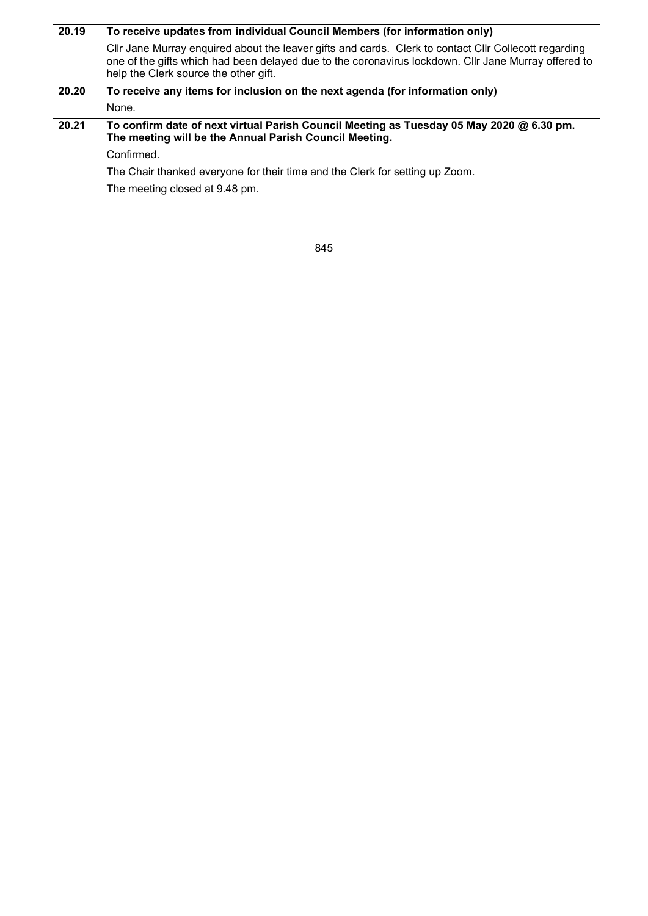| | |
|---|---|
| **20.19** | **To receive updates from individual Council Members (for information only)** |
| | Cllr Jane Murray enquired about the leaver gifts and cards. Clerk to contact Cllr Collecott regarding one of the gifts which had been delayed due to the coronavirus lockdown. Cllr Jane Murray offered to help the Clerk source the other gift. |
| **20.20** | **To receive any items for inclusion on the next agenda (for information only)** |
| | None. |
| **20.21** | **To confirm date of next virtual Parish Council Meeting as Tuesday 05 May 2020 @ 6.30 pm. The meeting will be the Annual Parish Council Meeting.** |
| | Confirmed. |
| | The Chair thanked everyone for their time and the Clerk for setting up Zoom. |
| | The meeting closed at 9.48 pm. |